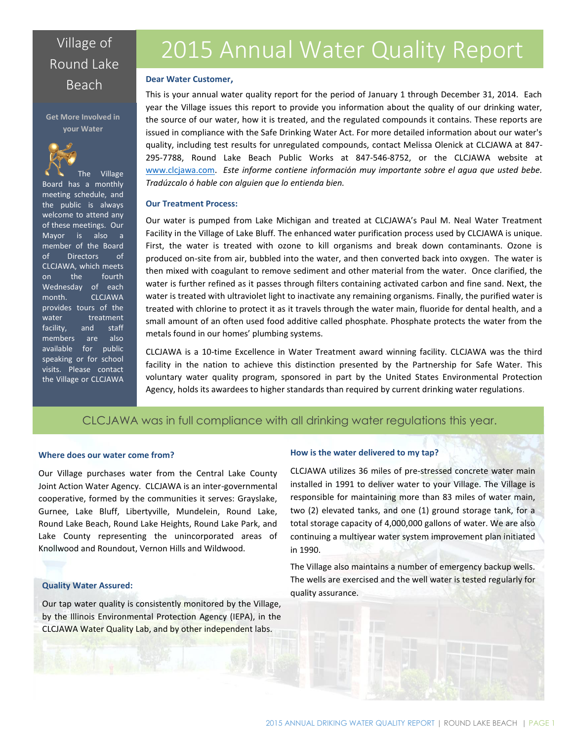# Village of Round Lake Beach

# 2015 Annual Water Quality Report

**Dear Water Customer,**

This is your annual water quality report for the period of January 1 through December 31, 2014. Each year the Village issues this report to provide you information about the quality of our drinking water, the source of our water, how it is treated, and the regulated compounds it contains. These reports are issued in compliance with the Safe Drinking Water Act. For more detailed information about our water's quality, including test results for unregulated compounds, contact Melissa Olenick at CLCJAWA at 847-295-7788, Round Lake Beach Public Works at 847-546-8752, or the CLCJAWA website at www.clcjawa.com. *Este informe contiene información muy importante sobre el agua que usted bebe. Tradúzcalo ó hable con alguien que lo entienda bien.*

### Our Treatment Process:

Our water is pumped from Lake Michigan and treated at CLCJAWA's Paul M. Neal Water Treatment Facility in the Village of Lake Bluff. The enhanced water purification process used by CLCJAWA is unique. First, the water is treated with ozone to kill organisms and break down contaminants. Ozone is produced on-site from air, bubbled into the water, and then converted back into oxygen. The water is then mixed with coagulant to remove sediment and other material from the water. Once clarified, the water is further refined as it passes through filters containing activated carbon and fine sand. Next, the water is treated with ultraviolet light to inactivate any remaining organisms. Finally, the purified water is treated with chlorine to protect it as it travels through the water main, fluoride for dental health, and a small amount of an often used food additive called phosphate. Phosphate protects the water from the metals found in our homes' plumbing systems.

CLCJAWA is a 10-time Excellence in Water Treatment award winning facility. CLCJAWA was the third facility in the nation to achieve this distinction presented by the Partnership for Safe Water. This voluntary water quality program, sponsored in part by the United States Environmental Protection Agency, holds its awardees to higher standards than required by current drinking water regulations.

### Get More Involved in your Water

The Village Board has a monthly meeting schedule, and the public is always welcome to attend any of these meetings. Our Mayor is also a member of the Board of Directors of CLCJAWA, which meets on the fourth Wednesday of each month. CLCJAWA provides tours of the water treatment facility, and staff members are also available for public speaking or for school visits. Please contact the Village or CLCJAWA

## CLCJAWA was in full compliance with all drinking water regulations this year.

### Where does our water come from?

Our Village purchases water from the Central Lake County Joint Action Water Agency. CLCJAWA is an inter-governmental cooperative, formed by the communities it serves: Grayslake, Gurnee, Lake Bluff, Libertyville, Mundelein, Round Lake, Round Lake Beach, Round Lake Heights, Round Lake Park, and Lake County representing the unincorporated areas of Knollwood and Roundout, Vernon Hills and Wildwood.

### Quality Water Assured:

Our tap water quality is consistently monitored by the Village, by the Illinois Environmental Protection Agency (IEPA), in the CLCJAWA Water Quality Lab, and by other independent labs.

### How is the water delivered to my tap?

CLCJAWA utilizes 36 miles of pre-stressed concrete water main installed in 1991 to deliver water to your Village. The Village is responsible for maintaining more than 83 miles of water main, two (2) elevated tanks, and one (1) ground storage tank, for a total storage capacity of 4,000,000 gallons of water. We are also continuing a multiyear water system improvement plan initiated in 1990.

The Village also maintains a number of emergency backup wells. The wells are exercised and the well water is tested regularly for quality assurance.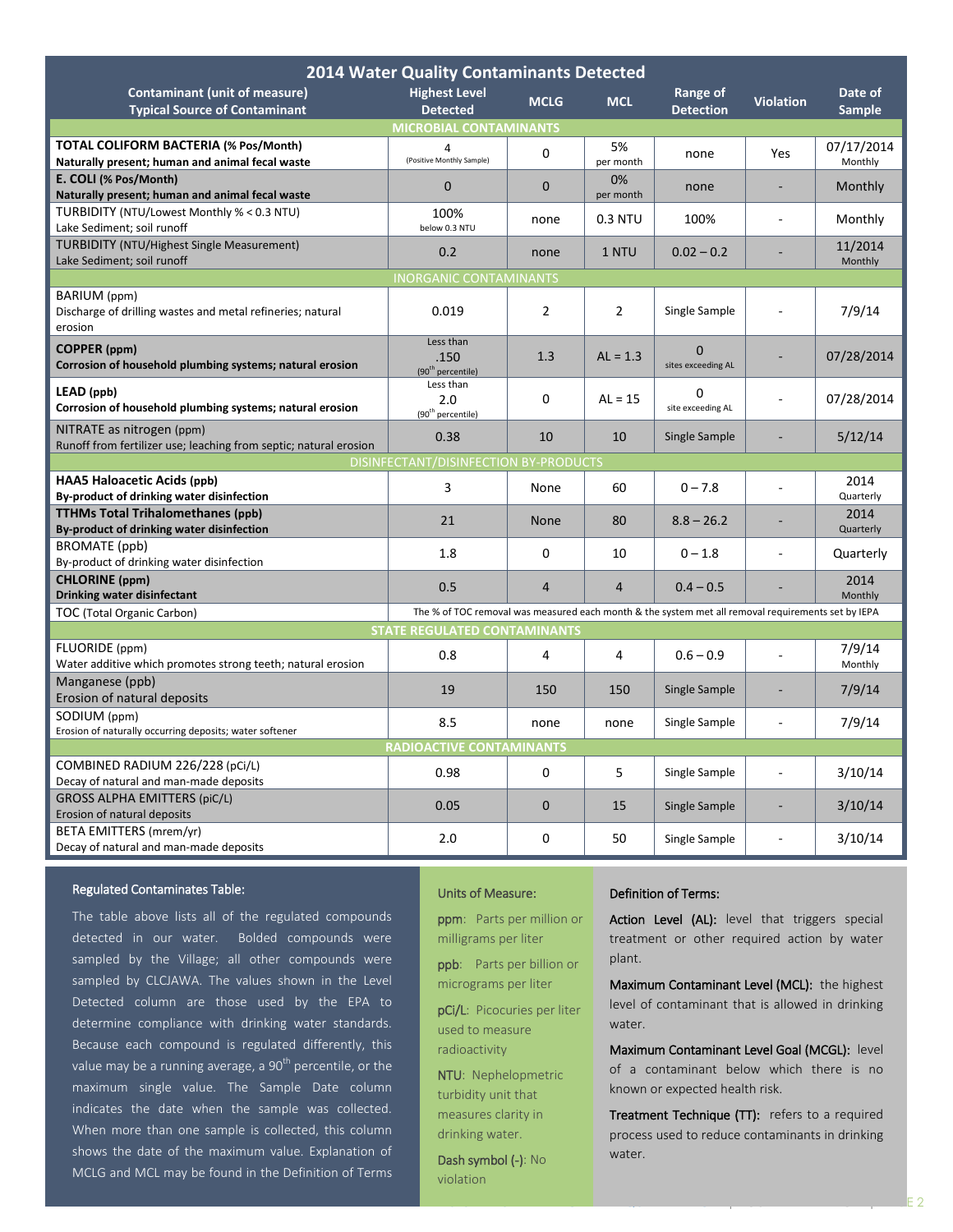## 2014 Water Quality Contaminants Detected

| Contaminant (unit of measure) Typical Source of Contaminant | Highest Level Detected | MCLG | MCL | Range of Detection | Violation | Date of Sample |
|---|---|---|---|---|---|---|
| **MICROBIAL CONTAMINANTS** | | | | | | |
| **TOTAL COLIFORM BACTERIA (% Pos/Month)** **Naturally present; human and animal fecal waste** | 4 (Positive Monthly Sample) | 0 | 5% per month | none | Yes | 07/17/2014 Monthly |
| **E. COLI (% Pos/Month)** **Naturally present; human and animal fecal waste** | 0 | 0 | 0% per month | none | - | Monthly |
| TURBIDITY (NTU/Lowest Monthly % < 0.3 NTU) Lake Sediment; soil runoff | 100% below 0.3 NTU | none | 0.3 NTU | 100% | - | Monthly |
| TURBIDITY (NTU/Highest Single Measurement) Lake Sediment; soil runoff | 0.2 | none | 1 NTU | 0.02 – 0.2 | - | 11/2014 Monthly |
| **INORGANIC CONTAMINANTS** | | | | | | |
| BARIUM (ppm) Discharge of drilling wastes and metal refineries; natural erosion | 0.019 | 2 | 2 | Single Sample | - | 7/9/14 |
| **COPPER (ppm)** **Corrosion of household plumbing systems; natural erosion** | Less than .150 (90th percentile) | 1.3 | AL = 1.3 | 0 sites exceeding AL | - | 07/28/2014 |
| **LEAD (ppb)** **Corrosion of household plumbing systems; natural erosion** | Less than 2.0 (90th percentile) | 0 | AL = 15 | 0 site exceeding AL | - | 07/28/2014 |
| NITRATE as nitrogen (ppm) Runoff from fertilizer use; leaching from septic; natural erosion | 0.38 | 10 | 10 | Single Sample | - | 5/12/14 |
| **DISINFECTANT/DISINFECTION BY-PRODUCTS** | | | | | | |
| **HAA5 Haloacetic Acids (ppb)** **By-product of drinking water disinfection** | 3 | None | 60 | 0 – 7.8 | - | 2014 Quarterly |
| **TTHMs Total Trihalomethanes (ppb)** **By-product of drinking water disinfection** | 21 | None | 80 | 8.8 – 26.2 | - | 2014 Quarterly |
| BROMATE (ppb) By-product of drinking water disinfection | 1.8 | 0 | 10 | 0 – 1.8 | - | Quarterly |
| **CHLORINE (ppm)** **Drinking water disinfectant** | 0.5 | 4 | 4 | 0.4 – 0.5 | - | 2014 Monthly |
| TOC (Total Organic Carbon) | The % of TOC removal was measured each month & the system met all removal requirements set by IEPA | | | | | |
| **STATE REGULATED CONTAMINANTS** | | | | | | |
| FLUORIDE (ppm) Water additive which promotes strong teeth; natural erosion | 0.8 | 4 | 4 | 0.6 – 0.9 | - | 7/9/14 Monthly |
| Manganese (ppb) Erosion of natural deposits | 19 | 150 | 150 | Single Sample | - | 7/9/14 |
| SODIUM (ppm) Erosion of naturally occurring deposits; water softener | 8.5 | none | none | Single Sample | - | 7/9/14 |
| **RADIOACTIVE CONTAMINANTS** | | | | | | |
| COMBINED RADIUM 226/228 (pCi/L) Decay of natural and man-made deposits | 0.98 | 0 | 5 | Single Sample | - | 3/10/14 |
| GROSS ALPHA EMITTERS (piC/L) Erosion of natural deposits | 0.05 | 0 | 15 | Single Sample | - | 3/10/14 |
| BETA EMITTERS (mrem/yr) Decay of natural and man-made deposits | 2.0 | 0 | 50 | Single Sample | - | 3/10/14 |

### Regulated Contaminates Table:

The table above lists all of the regulated compounds detected in our water. Bolded compounds were sampled by the Village; all other compounds were sampled by CLCJAWA. The values shown in the Level Detected column are those used by the EPA to determine compliance with drinking water standards. Because each compound is regulated differently, this value may be a running average, a 90th percentile, or the maximum single value. The Sample Date column indicates the date when the sample was collected. When more than one sample is collected, this column shows the date of the maximum value. Explanation of MCLG and MCL may be found in the Definition of Terms

### Units of Measure:

ppm: Parts per million or milligrams per liter

ppb: Parts per billion or micrograms per liter

pCi/L: Picocuries per liter used to measure radioactivity

NTU: Nephelometric turbidity unit that measures clarity in drinking water.

Dash symbol (-): No violation

### Definition of Terms:

**Action Level (AL):** level that triggers special treatment or other required action by water plant.

**Maximum Contaminant Level (MCL):** the highest level of contaminant that is allowed in drinking water.

**Maximum Contaminant Level Goal (MCGL):** level of a contaminant below which there is no known or expected health risk.

**Treatment Technique (TT):** refers to a required process used to reduce contaminants in drinking water.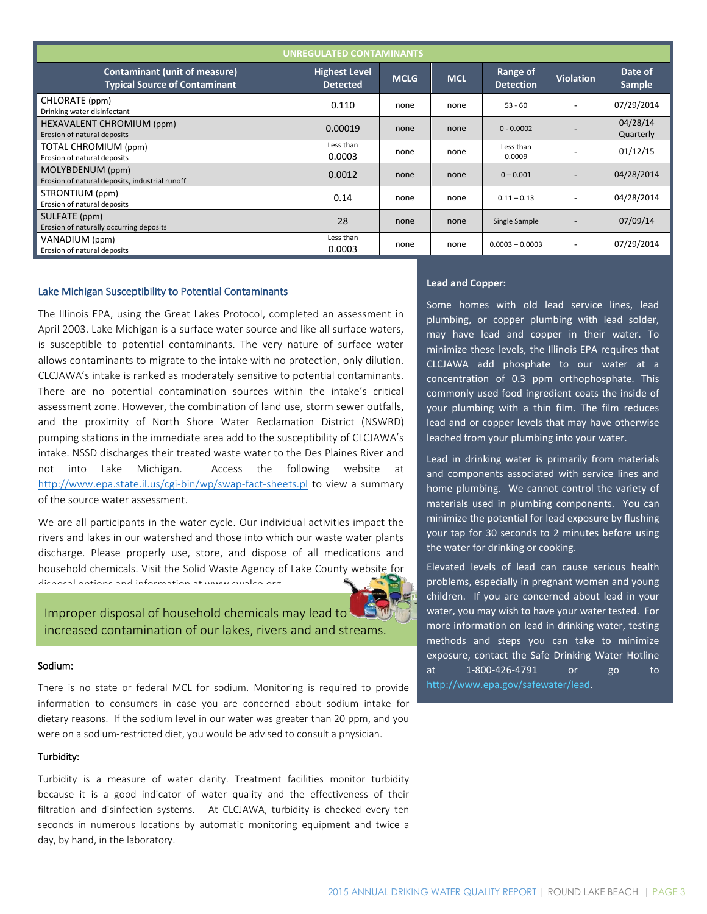| UNREGULATED CONTAMINANTS | | | | | | |
|---|---|---|---|---|---|---|
| Contaminant (unit of measure) Typical Source of Contaminant | Highest Level Detected | MCLG | MCL | Range of Detection | Violation | Date of Sample |
| CHLORATE (ppm) Drinking water disinfectant | 0.110 | none | none | 53 - 60 | - | 07/29/2014 |
| HEXAVALENT CHROMIUM (ppm) Erosion of natural deposits | 0.00019 | none | none | 0 - 0.0002 | - | 04/28/14 Quarterly |
| TOTAL CHROMIUM (ppm) Erosion of natural deposits | Less than 0.0003 | none | none | Less than 0.0009 | - | 01/12/15 |
| MOLYBDENUM (ppm) Erosion of natural deposits, industrial runoff | 0.0012 | none | none | 0 – 0.001 | - | 04/28/2014 |
| STRONTIUM (ppm) Erosion of natural deposits | 0.14 | none | none | 0.11 – 0.13 | - | 04/28/2014 |
| SULFATE (ppm) Erosion of naturally occurring deposits | 28 | none | none | Single Sample | - | 07/09/14 |
| VANADIUM (ppm) Erosion of natural deposits | Less than 0.0003 | none | none | 0.0003 – 0.0003 | - | 07/29/2014 |

## Lake Michigan Susceptibility to Potential Contaminants

The Illinois EPA, using the Great Lakes Protocol, completed an assessment in April 2003. Lake Michigan is a surface water source and like all surface waters, is susceptible to potential contaminants. The very nature of surface water allows contaminants to migrate to the intake with no protection, only dilution. CLCJAWA's intake is ranked as moderately sensitive to potential contaminants. There are no potential contamination sources within the intake's critical assessment zone. However, the combination of land use, storm sewer outfalls, and the proximity of North Shore Water Reclamation District (NSWRD) pumping stations in the immediate area add to the susceptibility of CLCJAWA's intake. NSSD discharges their treated waste water to the Des Plaines River and not into Lake Michigan. Access the following website at http://www.epa.state.il.us/cgi-bin/wp/swap-fact-sheets.pl to view a summary of the source water assessment.

We are all participants in the water cycle. Our individual activities impact the rivers and lakes in our watershed and those into which our waste water plants discharge. Please properly use, store, and dispose of all medications and household chemicals. Visit the Solid Waste Agency of Lake County website for disposal options and information at www.swalco.org.

Improper disposal of household chemicals may lead to increased contamination of our lakes, rivers and and streams.

### Sodium:

There is no state or federal MCL for sodium. Monitoring is required to provide information to consumers in case you are concerned about sodium intake for dietary reasons. If the sodium level in our water was greater than 20 ppm, and you were on a sodium-restricted diet, you would be advised to consult a physician.

### Turbidity:

Turbidity is a measure of water clarity. Treatment facilities monitor turbidity because it is a good indicator of water quality and the effectiveness of their filtration and disinfection systems. At CLCJAWA, turbidity is checked every ten seconds in numerous locations by automatic monitoring equipment and twice a day, by hand, in the laboratory.

### Lead and Copper:

Some homes with old lead service lines, lead plumbing, or copper plumbing with lead solder, may have lead and copper in their water. To minimize these levels, the Illinois EPA requires that CLCJAWA add phosphate to our water at a concentration of 0.3 ppm orthophosphate. This commonly used food ingredient coats the inside of your plumbing with a thin film. The film reduces lead and or copper levels that may have otherwise leached from your plumbing into your water.

Lead in drinking water is primarily from materials and components associated with service lines and home plumbing. We cannot control the variety of materials used in plumbing components. You can minimize the potential for lead exposure by flushing your tap for 30 seconds to 2 minutes before using the water for drinking or cooking.

Elevated levels of lead can cause serious health problems, especially in pregnant women and young children. If you are concerned about lead in your water, you may wish to have your water tested. For more information on lead in drinking water, testing methods and steps you can take to minimize exposure, contact the Safe Drinking Water Hotline at 1-800-426-4791 or go to http://www.epa.gov/safewater/lead.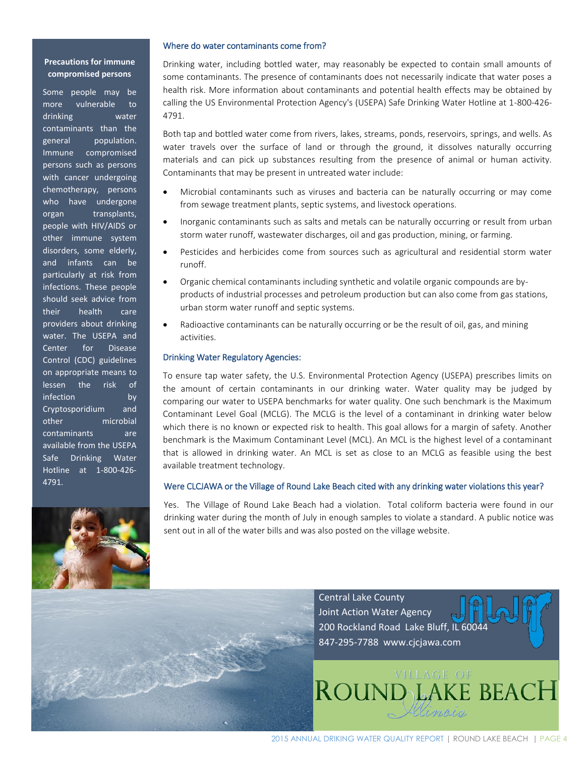**Precautions for immune compromised persons**

Some people may be more vulnerable to drinking water contaminants than the general population. Immune compromised persons such as persons with cancer undergoing chemotherapy, persons who have undergone organ transplants, people with HIV/AIDS or other immune system disorders, some elderly, and infants can be particularly at risk from infections. These people should seek advice from their health care providers about drinking water. The USEPA and Center for Disease Control (CDC) guidelines on appropriate means to lessen the risk of infection by Cryptosporidium and other microbial contaminants are available from the USEPA Safe Drinking Water Hotline at 1-800-426-4791.

## Where do water contaminants come from?

Drinking water, including bottled water, may reasonably be expected to contain small amounts of some contaminants. The presence of contaminants does not necessarily indicate that water poses a health risk. More information about contaminants and potential health effects may be obtained by calling the US Environmental Protection Agency's (USEPA) Safe Drinking Water Hotline at 1-800-426-4791.

Both tap and bottled water come from rivers, lakes, streams, ponds, reservoirs, springs, and wells. As water travels over the surface of land or through the ground, it dissolves naturally occurring materials and can pick up substances resulting from the presence of animal or human activity. Contaminants that may be present in untreated water include:

- Microbial contaminants such as viruses and bacteria can be naturally occurring or may come from sewage treatment plants, septic systems, and livestock operations.
- Inorganic contaminants such as salts and metals can be naturally occurring or result from urban storm water runoff, wastewater discharges, oil and gas production, mining, or farming.
- Pesticides and herbicides come from sources such as agricultural and residential storm water runoff.
- Organic chemical contaminants including synthetic and volatile organic compounds are by-products of industrial processes and petroleum production but can also come from gas stations, urban storm water runoff and septic systems.
- Radioactive contaminants can be naturally occurring or be the result of oil, gas, and mining activities.

## Drinking Water Regulatory Agencies:

To ensure tap water safety, the U.S. Environmental Protection Agency (USEPA) prescribes limits on the amount of certain contaminants in our drinking water. Water quality may be judged by comparing our water to USEPA benchmarks for water quality. One such benchmark is the Maximum Contaminant Level Goal (MCLG). The MCLG is the level of a contaminant in drinking water below which there is no known or expected risk to health. This goal allows for a margin of safety. Another benchmark is the Maximum Contaminant Level (MCL). An MCL is the highest level of a contaminant that is allowed in drinking water. An MCL is set as close to an MCLG as feasible using the best available treatment technology.

## Were CLCJAWA or the Village of Round Lake Beach cited with any drinking water violations this year?

Yes. The Village of Round Lake Beach had a violation. Total coliform bacteria were found in our drinking water during the month of July in enough samples to violate a standard. A public notice was sent out in all of the water bills and was also posted on the village website.

Central Lake County
Joint Action Water Agency
200 Rockland Road Lake Bluff, IL 60044
847-295-7788 www.cjcjawa.com

VILLAGE OF ROUND LAKE BEACH Illinois